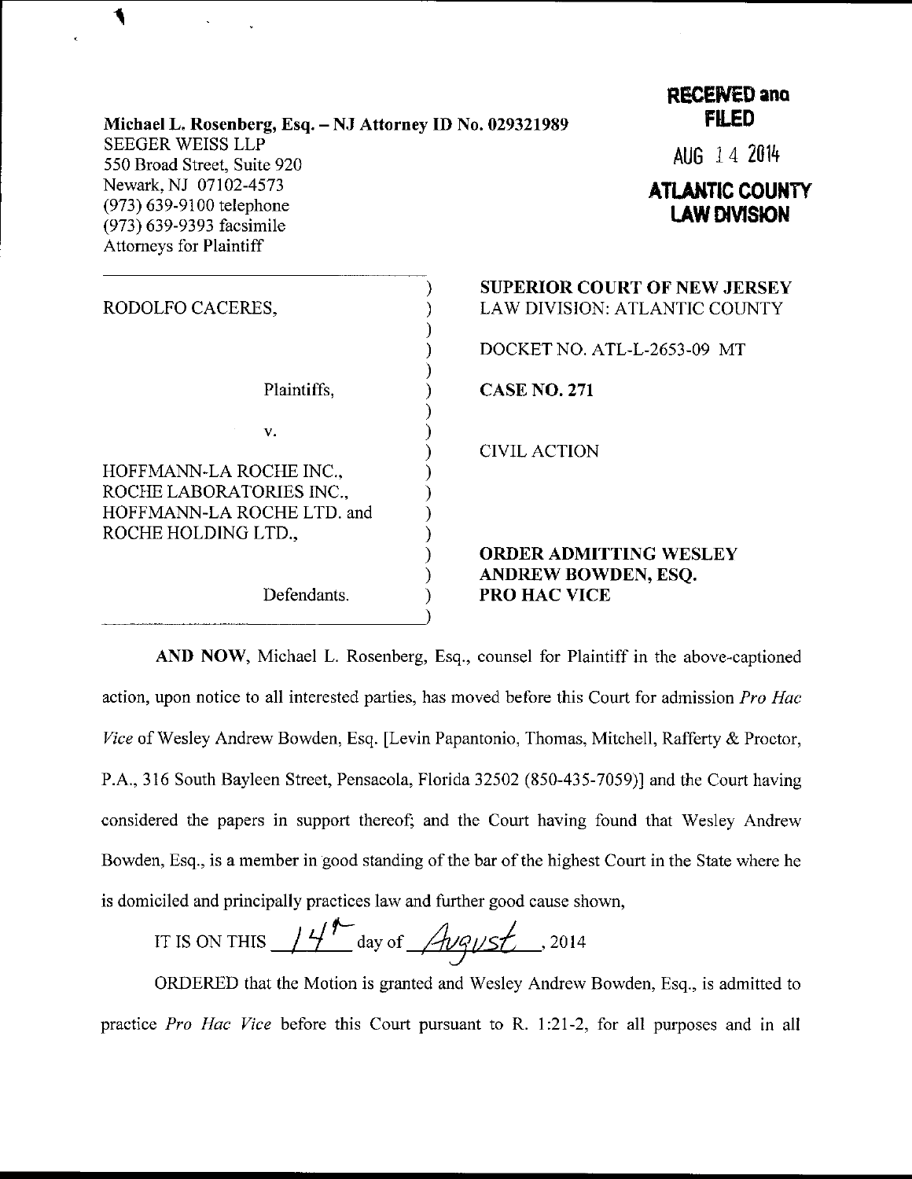Michael L. Rosenberg, Esq. – NJ Attorney ID No. 029321989
SEEGER WEISS LLP
550 Broad Street, Suite 920
Newark, NJ 07102-4573
(973) 639-9100 telephone
(973) 639-9393 facsimile
Attorneys for Plaintiff

**RECEIVED and FILED**

AUG 14 2014

**ATLANTIC COUNTY LAW DIVISION**

RODOLFO CACERES,

Plaintiffs,

v.

HOFFMANN-LA ROCHE INC., ROCHE LABORATORIES INC., HOFFMANN-LA ROCHE LTD. and ROCHE HOLDING LTD.,

Defendants.

**SUPERIOR COURT OF NEW JERSEY**
LAW DIVISION: ATLANTIC COUNTY

DOCKET NO. ATL-L-2653-09 MT

**CASE NO. 271**

CIVIL ACTION

**ORDER ADMITTING WESLEY ANDREW BOWDEN, ESQ. PRO HAC VICE**

**AND NOW**, Michael L. Rosenberg, Esq., counsel for Plaintiff in the above-captioned action, upon notice to all interested parties, has moved before this Court for admission *Pro Hac Vice* of Wesley Andrew Bowden, Esq. [Levin Papantonio, Thomas, Mitchell, Rafferty & Proctor, P.A., 316 South Bayleen Street, Pensacola, Florida 32502 (850-435-7059)] and the Court having considered the papers in support thereof; and the Court having found that Wesley Andrew Bowden, Esq., is a member in good standing of the bar of the highest Court in the State where he is domiciled and principally practices law and further good cause shown,

IT IS ON THIS 14th day of August, 2014

ORDERED that the Motion is granted and Wesley Andrew Bowden, Esq., is admitted to practice *Pro Hac Vice* before this Court pursuant to R. 1:21-2, for all purposes and in all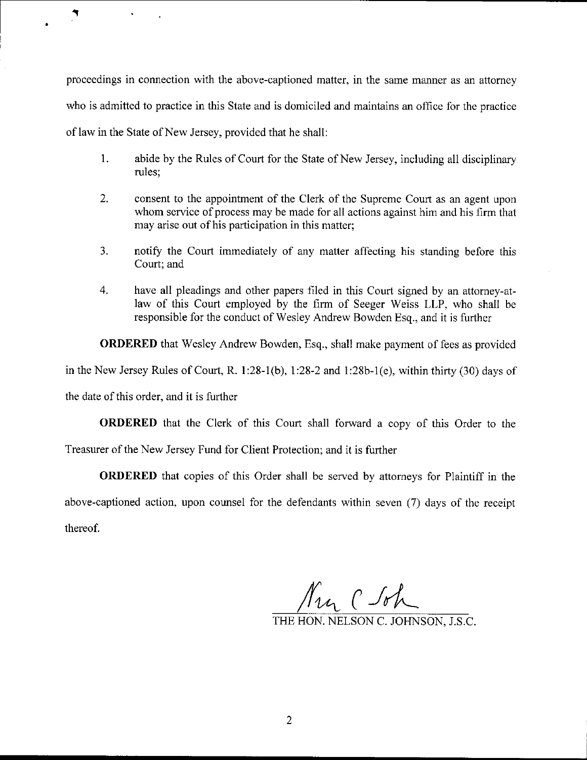proceedings in connection with the above-captioned matter, in the same manner as an attorney who is admitted to practice in this State and is domiciled and maintains an office for the practice of law in the State of New Jersey, provided that he shall:

1. abide by the Rules of Court for the State of New Jersey, including all disciplinary rules;

2. consent to the appointment of the Clerk of the Supreme Court as an agent upon whom service of process may be made for all actions against him and his firm that may arise out of his participation in this matter;

3. notify the Court immediately of any matter affecting his standing before this Court; and

4. have all pleadings and other papers filed in this Court signed by an attorney-at-law of this Court employed by the firm of Seeger Weiss LLP, who shall be responsible for the conduct of Wesley Andrew Bowden Esq., and it is further

**ORDERED** that Wesley Andrew Bowden, Esq., shall make payment of fees as provided in the New Jersey Rules of Court, R. 1:28-1(b), 1:28-2 and 1:28b-1(e), within thirty (30) days of the date of this order, and it is further

**ORDERED** that the Clerk of this Court shall forward a copy of this Order to the Treasurer of the New Jersey Fund for Client Protection; and it is further

**ORDERED** that copies of this Order shall be served by attorneys for Plaintiff in the above-captioned action, upon counsel for the defendants within seven (7) days of the receipt thereof.

THE HON. NELSON C. JOHNSON, J.S.C.